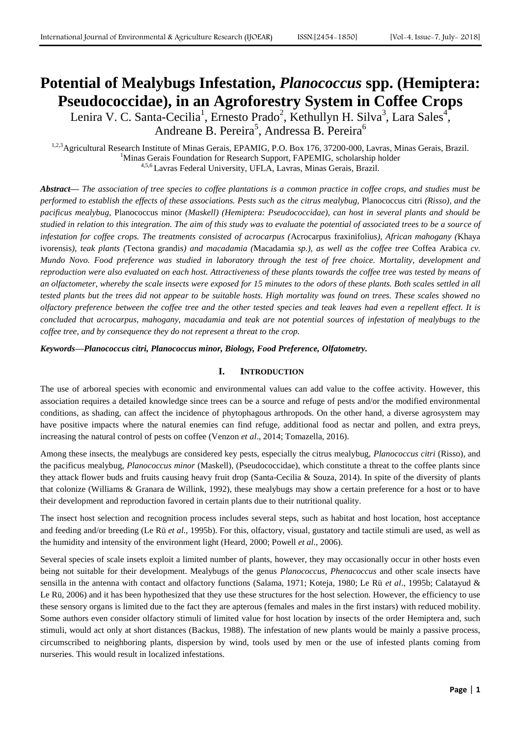# Potential of Mealybugs Infestation, *Planococcus* spp. (Hemiptera: Pseudococcidae), in an Agroforestry System in Coffee Crops

Lenira V. C. Santa-Cecilia[1], Ernesto Prado[2], Kethullyn H. Silva[3], Lara Sales[4], Andreane B. Pereira[5], Andressa B. Pereira[6]

[1,2,3] Agricultural Research Institute of Minas Gerais, EPAMIG, P.O. Box 176, 37200-000, Lavras, Minas Gerais, Brazil.
[1] Minas Gerais Foundation for Research Support, FAPEMIG, scholarship holder
[4,5,6] Lavras Federal University, UFLA, Lavras, Minas Gerais, Brazil.

***Abstract*— *The association of tree species to coffee plantations is a common practice in coffee crops, and studies must be performed to establish the effects of these associations. Pests such as the citrus mealybug,* Planococcus citri *(Risso), and the pacificus mealybug,* Planococcus minor *(Maskell) (Hemiptera: Pseudococcidae), can host in several plants and should be studied in relation to this integration. The aim of this study was to evaluate the potential of associated trees to be a source of infestation for coffee crops. The treatments consisted of acrocarpus (*Acrocarpus fraxinifolius*), African mahogany (*Khaya ivorensis*), teak plants (*Tectona grandis*) and macadamia (*Macadamia *sp.), as well as the coffee tree* Coffea Arabica *cv. Mundo Novo. Food preference was studied in laboratory through the test of free choice. Mortality, development and reproduction were also evaluated on each host. Attractiveness of these plants towards the coffee tree was tested by means of an olfactometer, whereby the scale insects were exposed for 15 minutes to the odors of these plants. Both scales settled in all tested plants but the trees did not appear to be suitable hosts. High mortality was found on trees. These scales showed no olfactory preference between the coffee tree and the other tested species and teak leaves had even a repellent effect. It is concluded that acrocarpus, mahogany, macadamia and teak are not potential sources of infestation of mealybugs to the coffee tree, and by consequence they do not represent a threat to the crop.***

***Keywords—Planococcus citri, Planococcus minor, Biology, Food Preference, Olfatometry.***

## I. INTRODUCTION

The use of arboreal species with economic and environmental values can add value to the coffee activity. However, this association requires a detailed knowledge since trees can be a source and refuge of pests and/or the modified environmental conditions, as shading, can affect the incidence of phytophagous arthropods. On the other hand, a diverse agrosystem may have positive impacts where the natural enemies can find refuge, additional food as nectar and pollen, and extra preys, increasing the natural control of pests on coffee (Venzon *et al*., 2014; Tomazella, 2016).

Among these insects, the mealybugs are considered key pests, especially the citrus mealybug, *Planococcus citri* (Risso), and the pacificus mealybug, *Planococcus minor* (Maskell), (Pseudococcidae), which constitute a threat to the coffee plants since they attack flower buds and fruits causing heavy fruit drop (Santa-Cecilia & Souza, 2014). In spite of the diversity of plants that colonize (Williams & Granara de Willink, 1992), these mealybugs may show a certain preference for a host or to have their development and reproduction favored in certain plants due to their nutritional quality.

The insect host selection and recognition process includes several steps, such as habitat and host location, host acceptance and feeding and/or breeding (Le Rü *et al*., 1995b). For this, olfactory, visual, gustatory and tactile stimuli are used, as well as the humidity and intensity of the environment light (Heard, 2000; Powell *et al*., 2006).

Several species of scale insets exploit a limited number of plants, however, they may occasionally occur in other hosts even being not suitable for their development. Mealybugs of the genus *Planococcus, Phenacoccus* and other scale insects have sensilla in the antenna with contact and olfactory functions (Salama, 1971; Koteja, 1980; Le Rü *et al*., 1995b; Calatayud & Le Rü, 2006) and it has been hypothesized that they use these structures for the host selection. However, the efficiency to use these sensory organs is limited due to the fact they are apterous (females and males in the first instars) with reduced mobility. Some authors even consider olfactory stimuli of limited value for host location by insects of the order Hemiptera and, such stimuli, would act only at short distances (Backus, 1988). The infestation of new plants would be mainly a passive process, circumscribed to neighboring plants, dispersion by wind, tools used by men or the use of infested plants coming from nurseries. This would result in localized infestations.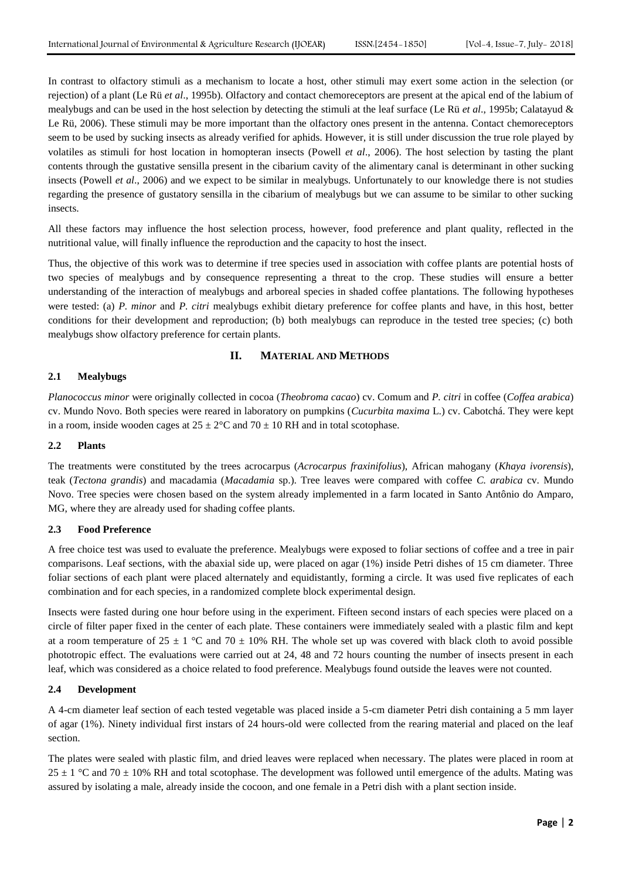In contrast to olfactory stimuli as a mechanism to locate a host, other stimuli may exert some action in the selection (or rejection) of a plant (Le Rü *et al*., 1995b). Olfactory and contact chemoreceptors are present at the apical end of the labium of mealybugs and can be used in the host selection by detecting the stimuli at the leaf surface (Le Rü *et al*., 1995b; Calatayud & Le Rü, 2006). These stimuli may be more important than the olfactory ones present in the antenna. Contact chemoreceptors seem to be used by sucking insects as already verified for aphids. However, it is still under discussion the true role played by volatiles as stimuli for host location in homopteran insects (Powell *et al*., 2006). The host selection by tasting the plant contents through the gustative sensilla present in the cibarium cavity of the alimentary canal is determinant in other sucking insects (Powell *et al*., 2006) and we expect to be similar in mealybugs. Unfortunately to our knowledge there is not studies regarding the presence of gustatory sensilla in the cibarium of mealybugs but we can assume to be similar to other sucking insects.

All these factors may influence the host selection process, however, food preference and plant quality, reflected in the nutritional value, will finally influence the reproduction and the capacity to host the insect.

Thus, the objective of this work was to determine if tree species used in association with coffee plants are potential hosts of two species of mealybugs and by consequence representing a threat to the crop. These studies will ensure a better understanding of the interaction of mealybugs and arboreal species in shaded coffee plantations. The following hypotheses were tested: (a) *P. minor* and *P. citri* mealybugs exhibit dietary preference for coffee plants and have, in this host, better conditions for their development and reproduction; (b) both mealybugs can reproduce in the tested tree species; (c) both mealybugs show olfactory preference for certain plants.

## II. MATERIAL AND METHODS

### 2.1 Mealybugs

*Planococcus minor* were originally collected in cocoa (*Theobroma cacao*) cv. Comum and *P. citri* in coffee (*Coffea arabica*) cv. Mundo Novo. Both species were reared in laboratory on pumpkins (*Cucurbita maxima* L.) cv. Cabotchá. They were kept in a room, inside wooden cages at $25 \pm 2$°C and $70 \pm 10$ RH and in total scotophase.

### 2.2 Plants

The treatments were constituted by the trees acrocarpus (*Acrocarpus fraxinifolius*), African mahogany (*Khaya ivorensis*), teak (*Tectona grandis*) and macadamia (*Macadamia* sp.). Tree leaves were compared with coffee *C. arabica* cv. Mundo Novo. Tree species were chosen based on the system already implemented in a farm located in Santo Antônio do Amparo, MG, where they are already used for shading coffee plants.

### 2.3 Food Preference

A free choice test was used to evaluate the preference. Mealybugs were exposed to foliar sections of coffee and a tree in pair comparisons. Leaf sections, with the abaxial side up, were placed on agar (1%) inside Petri dishes of 15 cm diameter. Three foliar sections of each plant were placed alternately and equidistantly, forming a circle. It was used five replicates of each combination and for each species, in a randomized complete block experimental design.

Insects were fasted during one hour before using in the experiment. Fifteen second instars of each species were placed on a circle of filter paper fixed in the center of each plate. These containers were immediately sealed with a plastic film and kept at a room temperature of $25 \pm 1$ °C and $70 \pm 10$% RH. The whole set up was covered with black cloth to avoid possible phototropic effect. The evaluations were carried out at 24, 48 and 72 hours counting the number of insects present in each leaf, which was considered as a choice related to food preference. Mealybugs found outside the leaves were not counted.

### 2.4 Development

A 4-cm diameter leaf section of each tested vegetable was placed inside a 5-cm diameter Petri dish containing a 5 mm layer of agar (1%). Ninety individual first instars of 24 hours-old were collected from the rearing material and placed on the leaf section.

The plates were sealed with plastic film, and dried leaves were replaced when necessary. The plates were placed in room at $25 \pm 1$ °C and $70 \pm 10$% RH and total scotophase. The development was followed until emergence of the adults. Mating was assured by isolating a male, already inside the cocoon, and one female in a Petri dish with a plant section inside.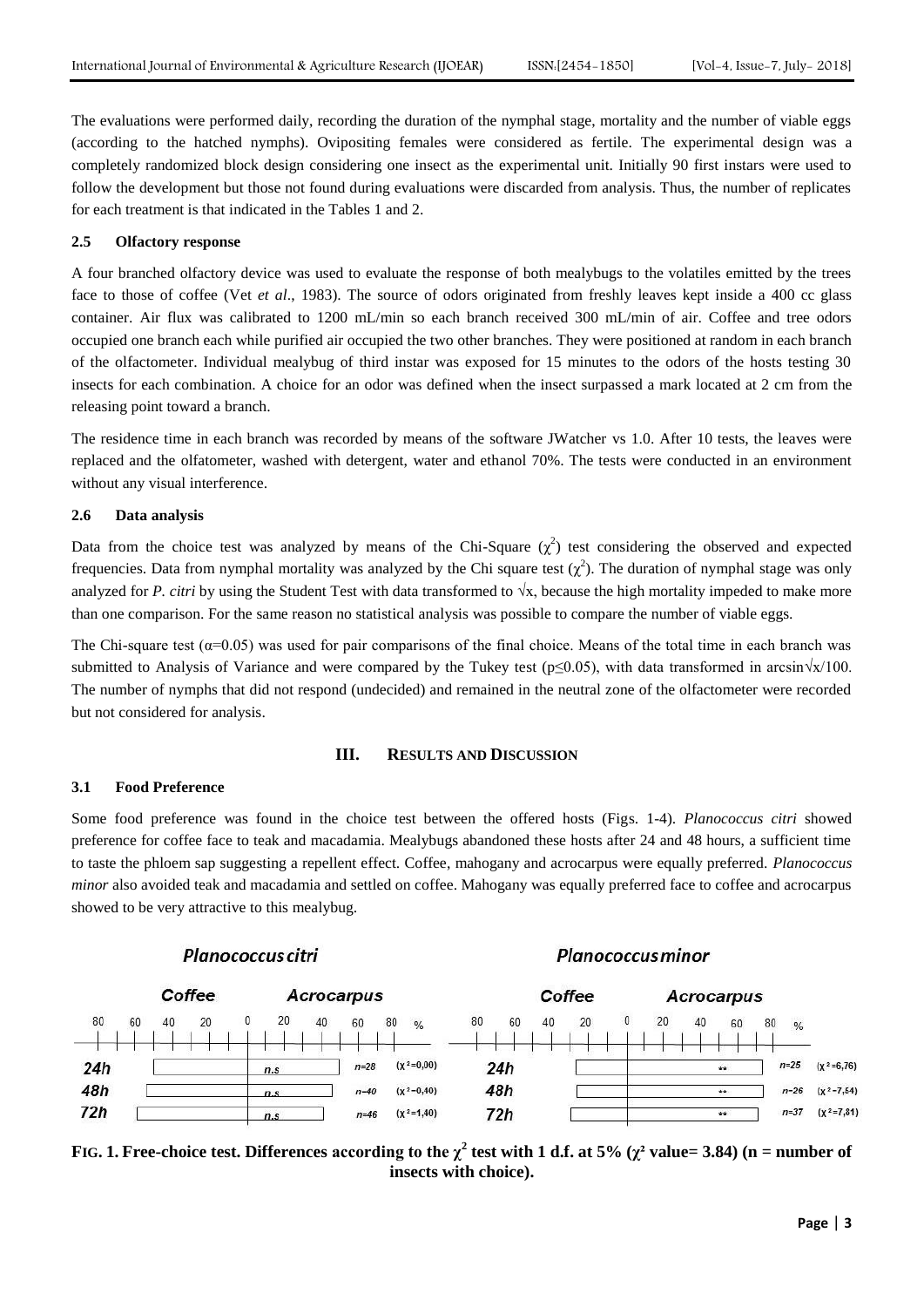The evaluations were performed daily, recording the duration of the nymphal stage, mortality and the number of viable eggs (according to the hatched nymphs). Ovipositing females were considered as fertile. The experimental design was a completely randomized block design considering one insect as the experimental unit. Initially 90 first instars were used to follow the development but those not found during evaluations were discarded from analysis. Thus, the number of replicates for each treatment is that indicated in the Tables 1 and 2.

### 2.5 Olfactory response

A four branched olfactory device was used to evaluate the response of both mealybugs to the volatiles emitted by the trees face to those of coffee (Vet *et al*., 1983). The source of odors originated from freshly leaves kept inside a 400 cc glass container. Air flux was calibrated to 1200 mL/min so each branch received 300 mL/min of air. Coffee and tree odors occupied one branch each while purified air occupied the two other branches. They were positioned at random in each branch of the olfactometer. Individual mealybug of third instar was exposed for 15 minutes to the odors of the hosts testing 30 insects for each combination. A choice for an odor was defined when the insect surpassed a mark located at 2 cm from the releasing point toward a branch.

The residence time in each branch was recorded by means of the software JWatcher vs 1.0. After 10 tests, the leaves were replaced and the olfatometer, washed with detergent, water and ethanol 70%. The tests were conducted in an environment without any visual interference.

### 2.6 Data analysis

Data from the choice test was analyzed by means of the Chi-Square ($\chi^2$) test considering the observed and expected frequencies. Data from nymphal mortality was analyzed by the Chi square test ($\chi^2$). The duration of nymphal stage was only analyzed for *P. citri* by using the Student Test with data transformed to $\sqrt{x}$, because the high mortality impeded to make more than one comparison. For the same reason no statistical analysis was possible to compare the number of viable eggs.

The Chi-square test ($\alpha$=0.05) was used for pair comparisons of the final choice. Means of the total time in each branch was submitted to Analysis of Variance and were compared by the Tukey test ($p \leq 0.05$), with data transformed in arcsin$\sqrt{x}/100$. The number of nymphs that did not respond (undecided) and remained in the neutral zone of the olfactometer were recorded but not considered for analysis.

## III. RESULTS AND DISCUSSION

### 3.1 Food Preference

Some food preference was found in the choice test between the offered hosts (Figs. 1-4). *Planococcus citri* showed preference for coffee face to teak and macadamia. Mealybugs abandoned these hosts after 24 and 48 hours, a sufficient time to taste the phloem sap suggesting a repellent effect. Coffee, mahogany and acrocarpus were equally preferred. *Planococcus minor* also avoided teak and macadamia and settled on coffee. Mahogany was equally preferred face to coffee and acrocarpus showed to be very attractive to this mealybug.

*Planococcus citri*

Coffee Acrocarpus

80 60 40 20 0 20 40 60 80 %

24h n.s n=28 ($\chi^2$=0,00)

48h n.s n=40 ($\chi^2$=0,40)

72h n.s n=46 ($\chi^2$=1,40)

*Planococcus minor*

Coffee Acrocarpus

80 60 40 20 0 20 40 60 80 %

24h ** n=25 ($\chi^2$=6,76)

48h ** n=26 ($\chi^2$=7,54)

72h ** n=37 ($\chi^2$=7,81)

**FIG. 1. Free-choice test. Differences according to the $\chi^2$ test with 1 d.f. at 5% ($\chi^2$ value= 3.84) (n = number of insects with choice).**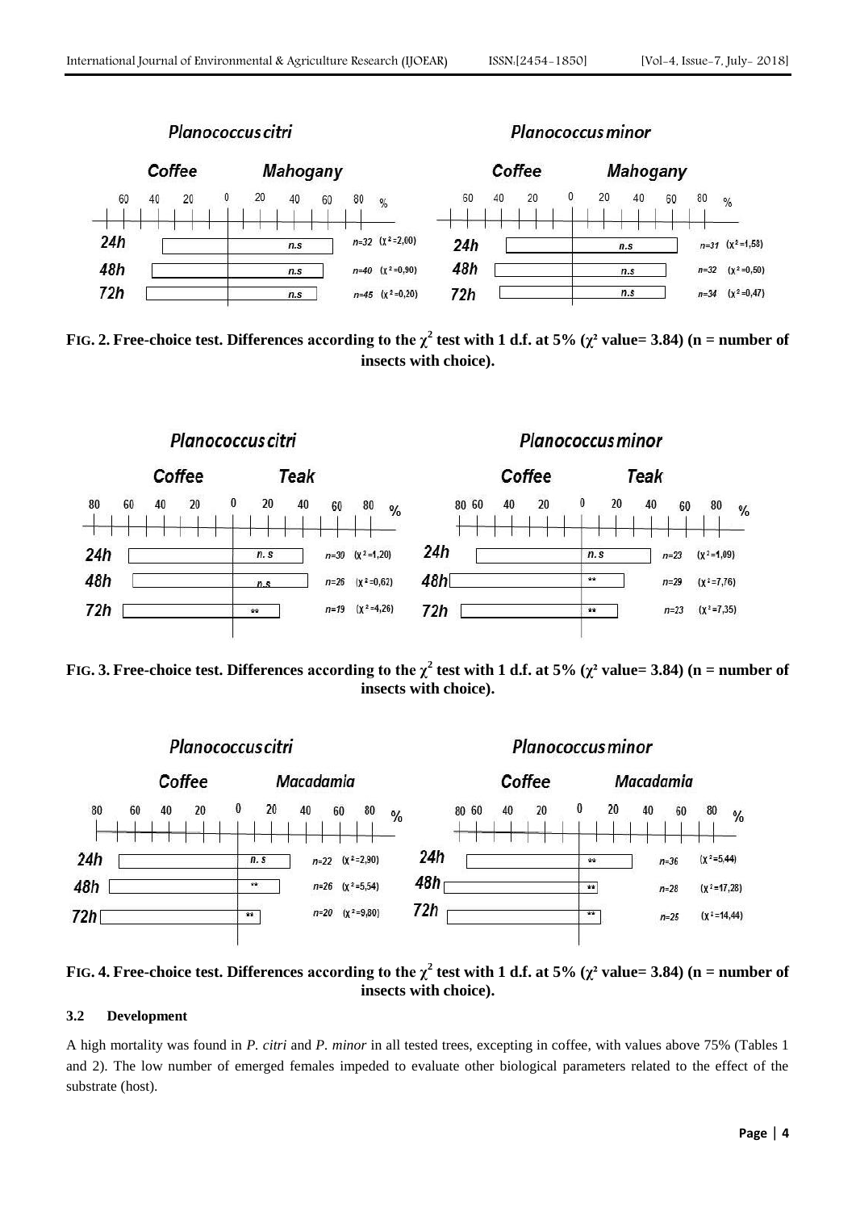Planococcus citri

Coffee Mahogany

60 40 20 0 20 40 60 80 %

24h n.s n=32 (χ² =2,00)

48h n.s n=40 (χ² =0,90)

72h n.s n=45 (χ² =0,20)

Planococcus minor

Coffee Mahogany

60 40 20 0 20 40 60 80 %

24h n.s n=31 (χ² =1,58)

48h n.s n=32 (χ² =0,50)

72h n.s n=34 (χ² =0,47)

**FIG. 2. Free-choice test. Differences according to the $\chi^2$ test with 1 d.f. at 5% ($\chi^2$ value= 3.84) (n = number of insects with choice).**

Planococcus citri

Coffee Teak

80 60 40 20 0 20 40 60 80 %

24h n. s n=30 (χ² =1,20)

48h n.s n=26 (χ² =0,62)

72h ** n=19 (χ² =4,26)

Planococcus minor

Coffee Teak

80 60 40 20 0 20 40 60 80 %

24h n.s n=23 (χ² =1,09)

48h ** n=29 (χ² =7,76)

72h ** n=23 (χ² =7,35)

**FIG. 3. Free-choice test. Differences according to the $\chi^2$ test with 1 d.f. at 5% ($\chi^2$ value= 3.84) (n = number of insects with choice).**

Planococcus citri

Coffee Macadamia

80 60 40 20 0 20 40 60 80 %

24h n. s n=22 (χ² =2,90)

48h ** n=26 (χ² =5,54)

72h ** n=20 (χ² =9,80)

Planococcus minor

Coffee Macadamia

80 60 40 20 0 20 40 60 80 %

24h ** n=36 (χ² =5,44)

48h ** n=28 (χ² =17,28)

72h ** n=25 (χ² =14,44)

**FIG. 4. Free-choice test. Differences according to the $\chi^2$ test with 1 d.f. at 5% ($\chi^2$ value= 3.84) (n = number of insects with choice).**

### 3.2 Development

A high mortality was found in *P. citri* and *P. minor* in all tested trees, excepting in coffee, with values above 75% (Tables 1 and 2). The low number of emerged females impeded to evaluate other biological parameters related to the effect of the substrate (host).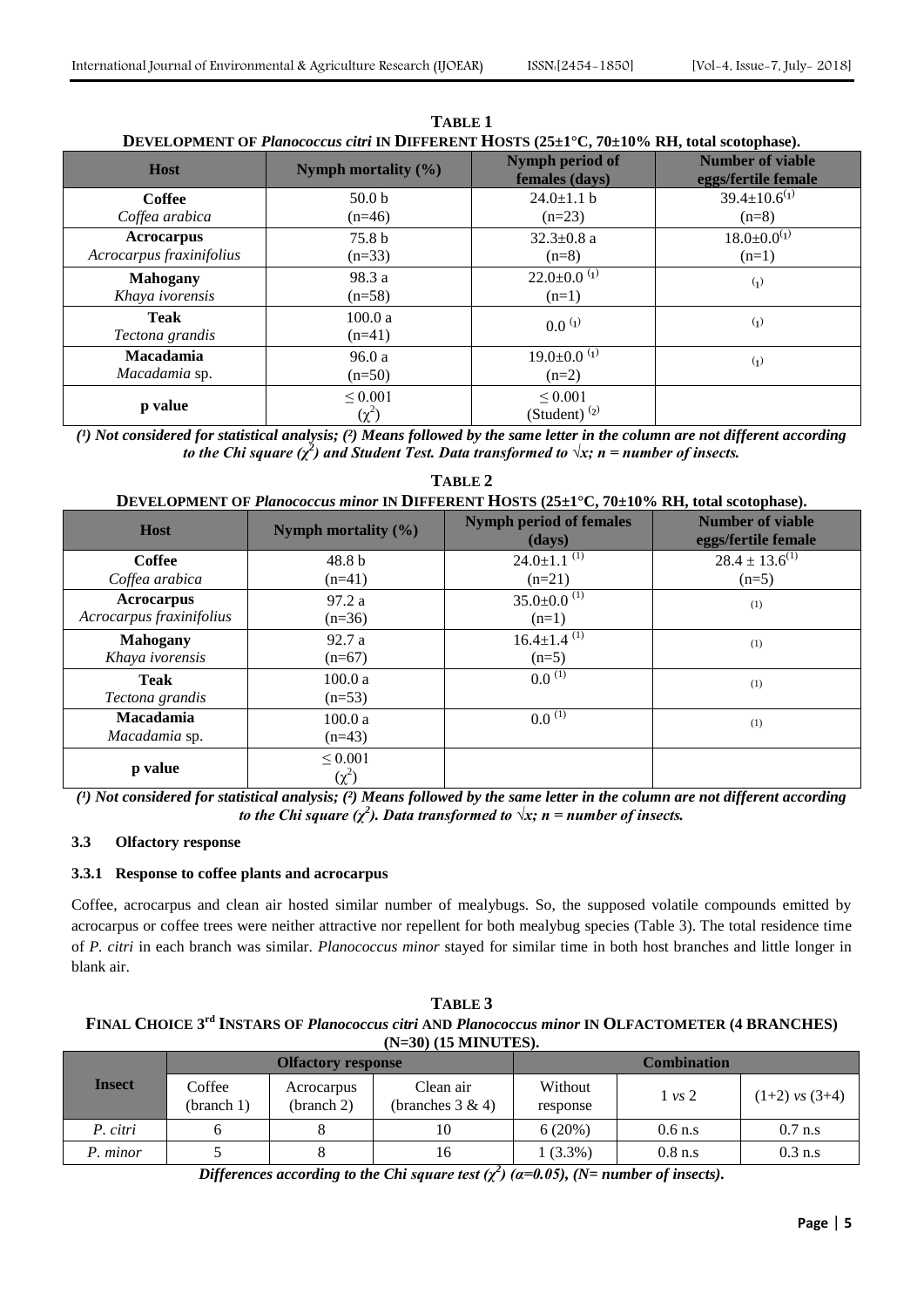**TABLE 1**

**DEVELOPMENT OF *Planococcus citri* IN DIFFERENT HOSTS (25±1°C, 70±10% RH, total scotophase).**

| Host | Nymph mortality (%) | Nymph period of females (days) | Number of viable eggs/fertile female |
|---|---|---|---|
| **Coffee** *Coffea arabica* | 50.0 b (n=46) | 24.0±1.1 b (n=23) | 39.4±10.6[1] (n=8) |
| **Acrocarpus** *Acrocarpus fraxinifolius* | 75.8 b (n=33) | 32.3±0.8 a (n=8) | 18.0±0.0[1] (n=1) |
| **Mahogany** *Khaya ivorensis* | 98.3 a (n=58) | 22.0±0.0 [1] (n=1) | [1] |
| **Teak** *Tectona grandis* | 100.0 a (n=41) | 0.0 [1] | [1] |
| **Macadamia** *Macadamia* sp. | 96.0 a (n=50) | 19.0±0.0 [1] (n=2) | [1] |
| **p value** | ≤ 0.001 ($\chi^2$) | ≤ 0.001 (Student) [2] | |

***(¹) Not considered for statistical analysis; (²) Means followed by the same letter in the column are not different according to the Chi square ($\chi^2$) and Student Test. Data transformed to $\sqrt{x}$; n = number of insects.***

**TABLE 2**

**DEVELOPMENT OF *Planococcus minor* IN DIFFERENT HOSTS (25±1°C, 70±10% RH, total scotophase).**

| Host | Nymph mortality (%) | Nymph period of females (days) | Number of viable eggs/fertile female |
|---|---|---|---|
| **Coffee** *Coffea arabica* | 48.8 b (n=41) | 24.0±1.1 [1] (n=21) | 28.4 ± 13.6[1] (n=5) |
| **Acrocarpus** *Acrocarpus fraxinifolius* | 97.2 a (n=36) | 35.0±0.0 [1] (n=1) | [1] |
| **Mahogany** *Khaya ivorensis* | 92.7 a (n=67) | 16.4±1.4 [1] (n=5) | [1] |
| **Teak** *Tectona grandis* | 100.0 a (n=53) | 0.0 [1] | [1] |
| **Macadamia** *Macadamia* sp. | 100.0 a (n=43) | 0.0 [1] | [1] |
| **p value** | ≤ 0.001 ($\chi^2$) | | |

***(¹) Not considered for statistical analysis; (²) Means followed by the same letter in the column are not different according to the Chi square ($\chi^2$). Data transformed to $\sqrt{x}$; n = number of insects.***

### 3.3 Olfactory response

#### 3.3.1 Response to coffee plants and acrocarpus

Coffee, acrocarpus and clean air hosted similar number of mealybugs. So, the supposed volatile compounds emitted by acrocarpus or coffee trees were neither attractive nor repellent for both mealybug species (Table 3). The total residence time of *P. citri* in each branch was similar. *Planococcus minor* stayed for similar time in both host branches and little longer in blank air.

**TABLE 3**

**FINAL CHOICE 3rd INSTARS OF *Planococcus citri* AND *Planococcus minor* IN OLFACTOMETER (4 BRANCHES) (N=30) (15 MINUTES).**

| Insect | Olfactory response | | | Combination | | |
|---|---|---|---|---|---|---|
| | Coffee (branch 1) | Acrocarpus (branch 2) | Clean air (branches 3 & 4) | Without response | 1 *vs* 2 | (1+2) *vs* (3+4) |
| *P. citri* | 6 | 8 | 10 | 6 (20%) | 0.6 n.s | 0.7 n.s |
| *P. minor* | 5 | 8 | 16 | 1 (3.3%) | 0.8 n.s | 0.3 n.s |

***Differences according to the Chi square test ($\chi^2$) ($\alpha$=0.05), (N= number of insects).***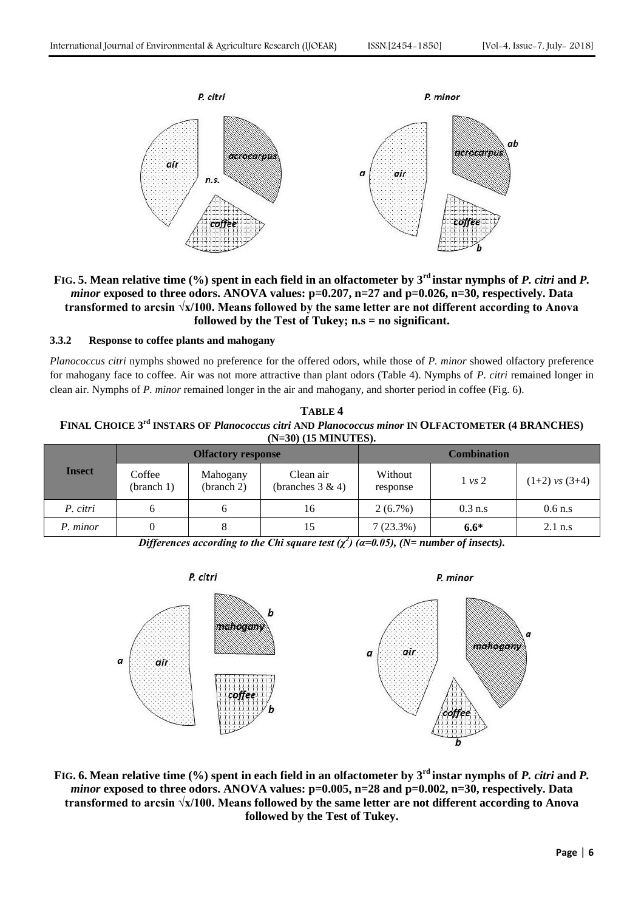P. citri

air

n.s.

acrocarpus

coffee

P. minor

a

air

acrocarpus

ab

coffee

b

**FIG. 5. Mean relative time (%) spent in each field in an olfactometer by 3[rd] instar nymphs of *P. citri* and *P. minor* exposed to three odors. ANOVA values: p=0.207, n=27 and p=0.026, n=30, respectively. Data transformed to arcsin √x/100. Means followed by the same letter are not different according to Anova followed by the Test of Tukey; n.s = no significant.**

### 3.3.2 Response to coffee plants and mahogany

*Planococcus citri* nymphs showed no preference for the offered odors, while those of *P. minor* showed olfactory preference for mahogany face to coffee. Air was not more attractive than plant odors (Table 4). Nymphs of *P. citri* remained longer in clean air. Nymphs of *P. minor* remained longer in the air and mahogany, and shorter period in coffee (Fig. 6).

**TABLE 4**
**FINAL CHOICE 3[rd] INSTARS OF *Planococcus citri* AND *Planococcus minor* IN OLFACTOMETER (4 BRANCHES) (N=30) (15 MINUTES).**

| Insect | Olfactory response | | | Combination | | |
|---|---|---|---|---|---|---|
| | Coffee (branch 1) | Mahogany (branch 2) | Clean air (branches 3 & 4) | Without response | 1 *vs* 2 | (1+2) *vs* (3+4) |
| *P. citri* | 6 | 6 | 16 | 2 (6.7%) | 0.3 n.s | 0.6 n.s |
| *P. minor* | 0 | 8 | 15 | 7 (23.3%) | **6.6*** | 2.1 n.s |

***Differences according to the Chi square test ($\chi^2$) (α=0.05), (N= number of insects).***

P. citri

b

mahogany

a

air

coffee

b

P. minor

a

air

mahogany

a

coffee

b

**FIG. 6. Mean relative time (%) spent in each field in an olfactometer by 3[rd] instar nymphs of *P. citri* and *P. minor* exposed to three odors. ANOVA values: p=0.005, n=28 and p=0.002, n=30, respectively. Data transformed to arcsin √x/100. Means followed by the same letter are not different according to Anova followed by the Test of Tukey.**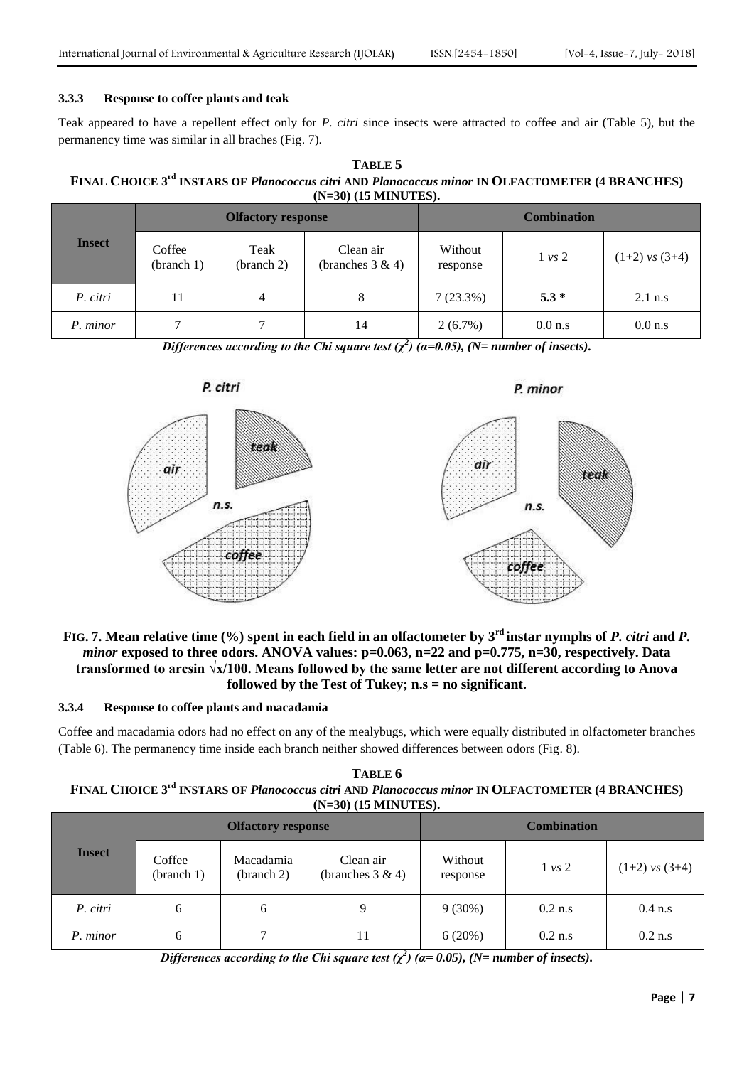#### 3.3.3 Response to coffee plants and teak

Teak appeared to have a repellent effect only for *P. citri* since insects were attracted to coffee and air (Table 5), but the permanency time was similar in all braches (Fig. 7).

**TABLE 5**
**FINAL CHOICE 3rd INSTARS OF *Planococcus citri* AND *Planococcus minor* IN OLFACTOMETER (4 BRANCHES) (N=30) (15 MINUTES).**

| Insect | Olfactory response | | | Combination | | |
|---|---|---|---|---|---|---|
| | Coffee (branch 1) | Teak (branch 2) | Clean air (branches 3 & 4) | Without response | 1 *vs* 2 | (1+2) *vs* (3+4) |
| *P. citri* | 11 | 4 | 8 | 7 (23.3%) | **5.3 \*** | 2.1 n.s |
| *P. minor* | 7 | 7 | 14 | 2 (6.7%) | 0.0 n.s | 0.0 n.s |

***Differences according to the Chi square test ($\chi^2$) ($\alpha$=0.05), (N= number of insects).***

P. citri
teak
air
n.s.
coffee

P. minor
air
teak
n.s.
coffee

**FIG. 7. Mean relative time (%) spent in each field in an olfactometer by 3rd instar nymphs of *P. citri* and *P. minor* exposed to three odors. ANOVA values: p=0.063, n=22 and p=0.775, n=30, respectively. Data transformed to arcsin $\sqrt{x/100}$. Means followed by the same letter are not different according to Anova followed by the Test of Tukey; n.s = no significant.**

#### 3.3.4 Response to coffee plants and macadamia

Coffee and macadamia odors had no effect on any of the mealybugs, which were equally distributed in olfactometer branches (Table 6). The permanency time inside each branch neither showed differences between odors (Fig. 8).

**TABLE 6**
**FINAL CHOICE 3rd INSTARS OF *Planococcus citri* AND *Planococcus minor* IN OLFACTOMETER (4 BRANCHES) (N=30) (15 MINUTES).**

| Insect | Olfactory response | | | Combination | | |
|---|---|---|---|---|---|---|
| | Coffee (branch 1) | Macadamia (branch 2) | Clean air (branches 3 & 4) | Without response | 1 *vs* 2 | (1+2) *vs* (3+4) |
| *P. citri* | 6 | 6 | 9 | 9 (30%) | 0.2 n.s | 0.4 n.s |
| *P. minor* | 6 | 7 | 11 | 6 (20%) | 0.2 n.s | 0.2 n.s |

***Differences according to the Chi square test ($\chi^2$) ($\alpha$= 0.05), (N= number of insects).***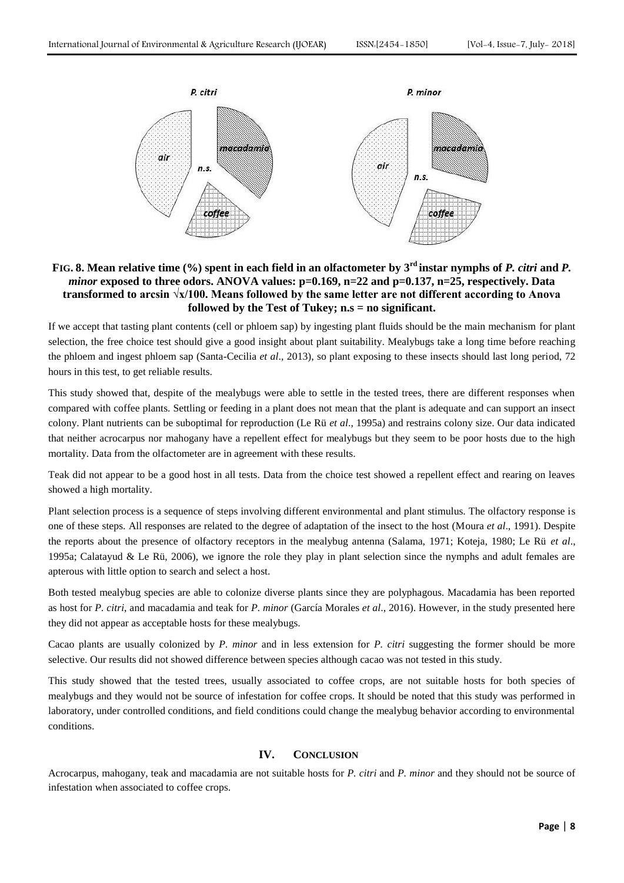**FIG. 8. Mean relative time (%) spent in each field in an olfactometer by 3rd instar nymphs of *P. citri* and *P. minor* exposed to three odors. ANOVA values: p=0.169, n=22 and p=0.137, n=25, respectively. Data transformed to arcsin √x/100. Means followed by the same letter are not different according to Anova followed by the Test of Tukey; n.s = no significant.**

If we accept that tasting plant contents (cell or phloem sap) by ingesting plant fluids should be the main mechanism for plant selection, the free choice test should give a good insight about plant suitability. Mealybugs take a long time before reaching the phloem and ingest phloem sap (Santa-Cecilia *et al*., 2013), so plant exposing to these insects should last long period, 72 hours in this test, to get reliable results.

This study showed that, despite of the mealybugs were able to settle in the tested trees, there are different responses when compared with coffee plants. Settling or feeding in a plant does not mean that the plant is adequate and can support an insect colony. Plant nutrients can be suboptimal for reproduction (Le Rü *et al*., 1995a) and restrains colony size. Our data indicated that neither acrocarpus nor mahogany have a repellent effect for mealybugs but they seem to be poor hosts due to the high mortality. Data from the olfactometer are in agreement with these results.

Teak did not appear to be a good host in all tests. Data from the choice test showed a repellent effect and rearing on leaves showed a high mortality.

Plant selection process is a sequence of steps involving different environmental and plant stimulus. The olfactory response is one of these steps. All responses are related to the degree of adaptation of the insect to the host (Moura *et al*., 1991). Despite the reports about the presence of olfactory receptors in the mealybug antenna (Salama, 1971; Koteja, 1980; Le Rü *et al*., 1995a; Calatayud & Le Rü, 2006), we ignore the role they play in plant selection since the nymphs and adult females are apterous with little option to search and select a host.

Both tested mealybug species are able to colonize diverse plants since they are polyphagous. Macadamia has been reported as host for *P. citri*, and macadamia and teak for *P. minor* (García Morales *et al*., 2016). However, in the study presented here they did not appear as acceptable hosts for these mealybugs.

Cacao plants are usually colonized by *P. minor* and in less extension for *P. citri* suggesting the former should be more selective. Our results did not showed difference between species although cacao was not tested in this study.

This study showed that the tested trees, usually associated to coffee crops, are not suitable hosts for both species of mealybugs and they would not be source of infestation for coffee crops. It should be noted that this study was performed in laboratory, under controlled conditions, and field conditions could change the mealybug behavior according to environmental conditions.

## IV. CONCLUSION

Acrocarpus, mahogany, teak and macadamia are not suitable hosts for *P. citri* and *P. minor* and they should not be source of infestation when associated to coffee crops.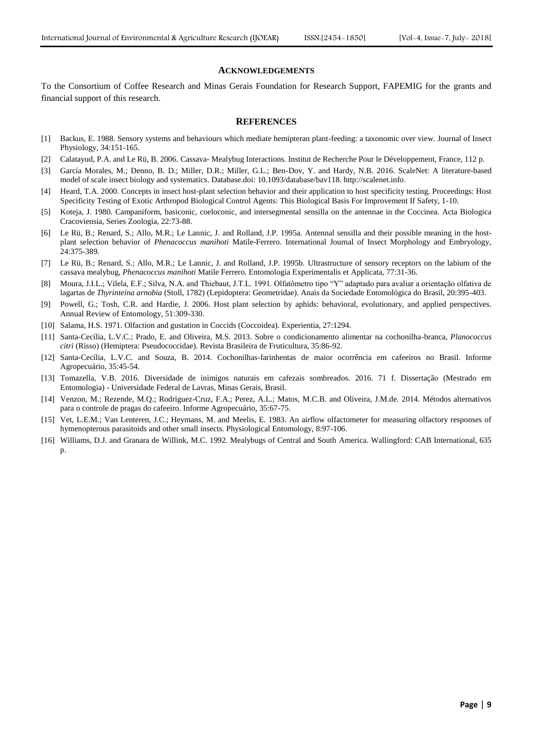## ACKNOWLEDGEMENTS

To the Consortium of Coffee Research and Minas Gerais Foundation for Research Support, FAPEMIG for the grants and financial support of this research.

## REFERENCES

[1] Backus, E. 1988. Sensory systems and behaviours which mediate hemipteran plant-feeding: a taxonomic over view. Journal of Insect Physiology, 34:151-165.

[2] Calatayud, P.A. and Le Rü, B. 2006. Cassava- Mealybug Interactions. Institut de Recherche Pour le Développement, France, 112 p.

[3] García Morales, M.; Denno, B. D.; Miller, D.R.; Miller, G.L.; Ben-Dov, Y. and Hardy, N.B. 2016. ScaleNet: A literature-based model of scale insect biology and systematics. Database.doi: 10.1093/database/bav118. http://scalenet.info.

[4] Heard, T.A. 2000. Concepts in insect host-plant selection behavior and their application to host specificity testing. Proceedings: Host Specificity Testing of Exotic Arthropod Biological Control Agents: This Biological Basis For Improvement If Safety, 1-10.

[5] Koteja, J. 1980. Campaniform, basiconic, coeloconic, and intersegmental sensilla on the antennae in the Coccinea. Acta Biologica Cracoviensia, Series Zoologia, 22:73-88.

[6] Le Rü, B.; Renard, S.; Allo, M.R.; Le Lannic, J. and Rolland, J.P. 1995a. Antennal sensilla and their possible meaning in the host-plant selection behavior of *Phenacoccus manihoti* Matile-Ferrero. International Journal of Insect Morphology and Embryology, 24:375-389.

[7] Le Rü, B.; Renard, S.; Allo, M.R.; Le Lannic, J. and Rolland, J.P. 1995b. Ultrastructure of sensory receptors on the labium of the cassava mealybug, *Phenacoccus manihoti* Matile Ferrero. Entomologia Experimentalis et Applicata, 77:31-36.

[8] Moura, J.I.L.; Vilela, E.F.; Silva, N.A. and Thiebaut, J.T.L. 1991. Olfatômetro tipo "Y" adaptado para avaliar a orientação olfativa de lagartas de *Thyrinteina arnobia* (Stoll, 1782) (Lepidoptera: Geometridae). Anais da Sociedade Entomológica do Brasil, 20:395-403.

[9] Powell, G.; Tosh, C.R. and Hardie, J. 2006. Host plant selection by aphids: behavioral, evolutionary, and applied perspectives. Annual Review of Entomology, 51:309-330.

[10] Salama, H.S. 1971. Olfaction and gustation in Coccids (Coccoidea). Experientia, 27:1294.

[11] Santa-Cecília, L.V.C.; Prado, E. and Oliveira, M.S. 2013. Sobre o condicionamento alimentar na cochonilha-branca, *Planococcus citri* (Risso) (Hemiptera: Pseudococcidae). Revista Brasileira de Fruticultura, 35:86-92.

[12] Santa-Cecília, L.V.C. and Souza, B. 2014. Cochonilhas-farinhentas de maior ocorrência em cafeeiros no Brasil. Informe Agropecuário, 35:45-54.

[13] Tomazella, V.B. 2016. Diversidade de inimigos naturais em cafezais sombreados. 2016. 71 f. Dissertação (Mestrado em Entomologia) - Universidade Federal de Lavras, Minas Gerais, Brasil.

[14] Venzon, M.; Rezende, M.Q.; Rodríguez-Cruz, F.A.; Perez, A.L.; Matos, M.C.B. and Oliveira, J.M.de. 2014. Métodos alternativos para o controle de pragas do cafeeiro. Informe Agropecuário, 35:67-75.

[15] Vet, L.E.M.; Van Lenteren, J.C.; Heymans, M. and Meelis, E. 1983. An airflow olfactometer for measuring olfactory responses of hymenopterous parasitoids and other small insects. Physiological Entomology, 8:97-106.

[16] Williams, D.J. and Granara de Willink, M.C. 1992. Mealybugs of Central and South America. Wallingford: CAB International, 635 p.